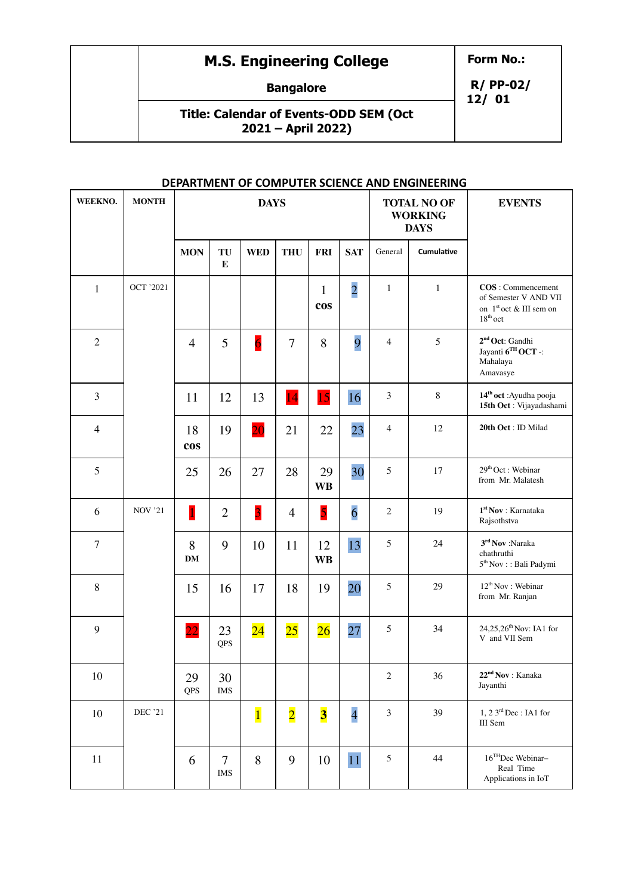| | M.S. Engineering College | Form No.: |
|---|---|---|
| | Bangalore | R/ PP-02/ 12/ 01 |
| | Title: Calendar of Events-ODD SEM (Oct 2021 – April 2022) | |

## DEPARTMENT OF COMPUTER SCIENCE AND ENGINEERING

| WEEKNO. | MONTH | DAYS | | | | | | TOTAL NO OF WORKING DAYS | | EVENTS |
|---|---|---|---|---|---|---|---|---|---|---|
| | | MON | TUE | WED | THU | FRI | SAT | General | Cumulative | |
| 1 | OCT '2021 | | | | | 1 COS | 2 | 1 | 1 | **COS** : Commencement of Semester V AND VII on 1st oct & III sem on 18th oct |
| 2 | | 4 | 5 | 6 | 7 | 8 | 9 | 4 | 5 | **2nd Oct**: Gandhi Jayanti **6TH OCT** -: Mahalaya Amavasye |
| 3 | | 11 | 12 | 13 | 14 | 15 | 16 | 3 | 8 | **14th oct** :Ayudha pooja **15th Oct** : Vijayadashami |
| 4 | | 18 COS | 19 | 20 | 21 | 22 | 23 | 4 | 12 | **20th Oct** : ID Milad |
| 5 | | 25 | 26 | 27 | 28 | 29 WB | 30 | 5 | 17 | 29th Oct : Webinar from Mr. Malatesh |
| 6 | NOV '21 | 1 | 2 | 3 | 4 | 5 | 6 | 2 | 19 | **1st Nov** : Karnataka Rajsothstva |
| 7 | | 8 DM | 9 | 10 | 11 | 12 WB | 13 | 5 | 24 | **3rd Nov** :Naraka chathruthi 5th Nov : : Bali Padymi |
| 8 | | 15 | 16 | 17 | 18 | 19 | 20 | 5 | 29 | 12th Nov : Webinar from Mr. Ranjan |
| 9 | | 22 | 23 QPS | 24 | 25 | 26 | 27 | 5 | 34 | 24,25,26th Nov: IA1 for V and VII Sem |
| 10 | | 29 QPS | 30 IMS | | | | | 2 | 36 | **22nd Nov** : Kanaka Jayanthi |
| 10 | DEC '21 | | | 1 | 2 | 3 | 4 | 3 | 39 | 1, 2 3rd Dec : IA1 for III Sem |
| 11 | | 6 | 7 IMS | 8 | 9 | 10 | 11 | 5 | 44 | 16THDec Webinar– Real Time Applications in IoT |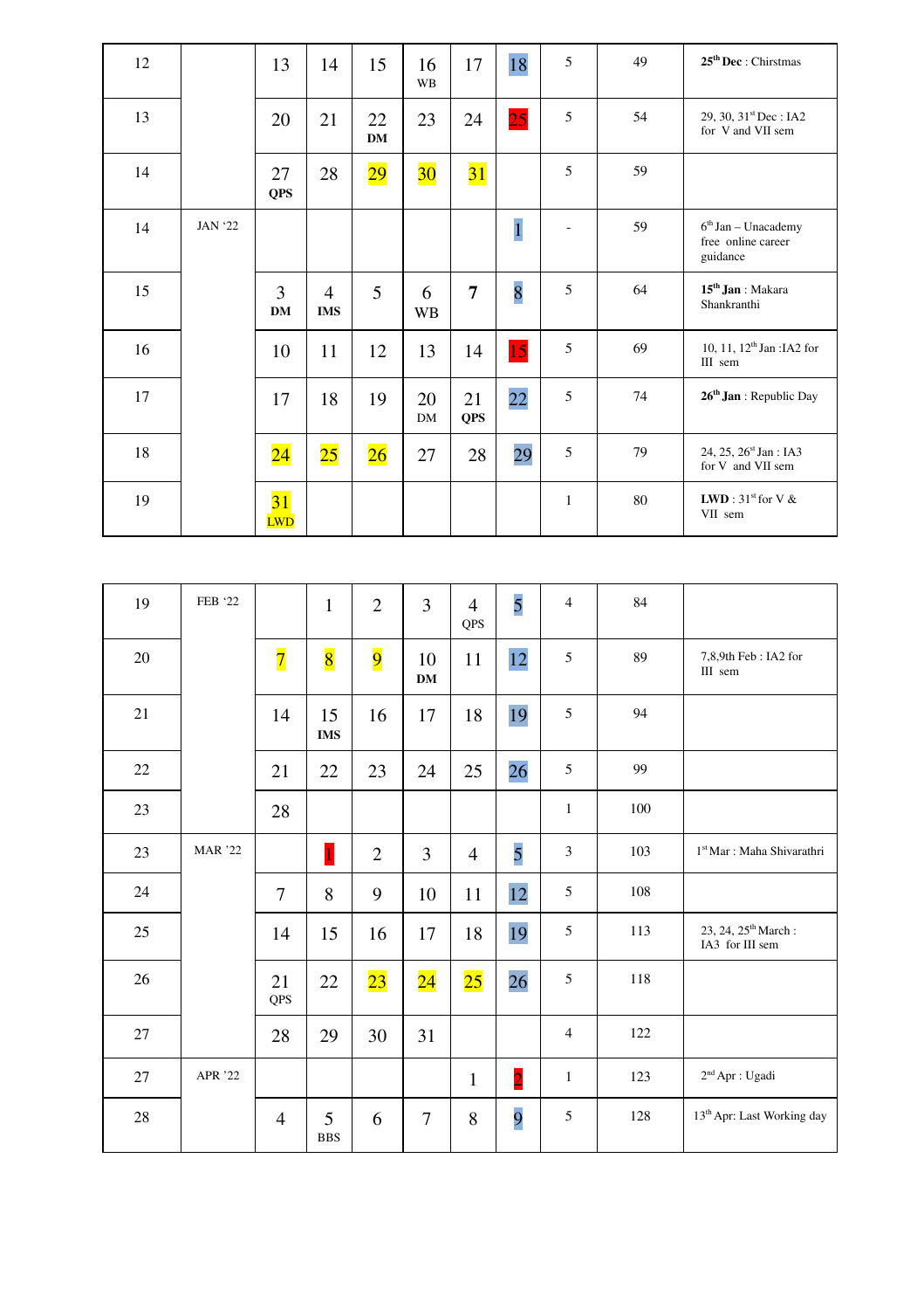| | | | | | | | | | | |
|---|---|---|---|---|---|---|---|---|---|---|
| 12 | | 13 | 14 | 15 | 16 WB | 17 | 18 | 5 | 49 | **25th Dec** : Chirstmas |
| 13 | | 20 | 21 | 22 **DM** | 23 | 24 | 25 | 5 | 54 | 29, 30, 31st Dec : IA2 for V and VII sem |
| 14 | | 27 **QPS** | 28 | 29 | 30 | 31 | | 5 | 59 | |
| 14 | JAN '22 | | | | | | 1 | - | 59 | 6th Jan – Unacademy free online career guidance |
| 15 | | 3 **DM** | 4 **IMS** | 5 | 6 WB | **7** | 8 | 5 | 64 | **15th Jan** : Makara Shankranthi |
| 16 | | 10 | 11 | 12 | 13 | 14 | 15 | 5 | 69 | 10, 11, 12th Jan :IA2 for III sem |
| 17 | | 17 | 18 | 19 | 20 DM | 21 **QPS** | 22 | 5 | 74 | **26th Jan** : Republic Day |
| 18 | | 24 | 25 | 26 | 27 | 28 | 29 | 5 | 79 | 24, 25, 26st Jan : IA3 for V and VII sem |
| 19 | | 31 LWD | | | | | | 1 | 80 | **LWD** : 31st for V & VII sem |

| | | | | | | | | | | |
|---|---|---|---|---|---|---|---|---|---|---|
| 19 | FEB '22 | | 1 | 2 | 3 | 4 QPS | 5 | 4 | 84 | |
| 20 | | 7 | 8 | 9 | 10 **DM** | 11 | 12 | 5 | 89 | 7,8,9th Feb : IA2 for III sem |
| 21 | | 14 | 15 **IMS** | 16 | 17 | 18 | 19 | 5 | 94 | |
| 22 | | 21 | 22 | 23 | 24 | 25 | 26 | 5 | 99 | |
| 23 | | 28 | | | | | | 1 | 100 | |
| 23 | MAR '22 | | 1 | 2 | 3 | 4 | 5 | 3 | 103 | 1st Mar : Maha Shivarathri |
| 24 | | 7 | 8 | 9 | 10 | 11 | 12 | 5 | 108 | |
| 25 | | 14 | 15 | 16 | 17 | 18 | 19 | 5 | 113 | 23, 24, 25th March : IA3 for III sem |
| 26 | | 21 QPS | 22 | 23 | 24 | 25 | 26 | 5 | 118 | |
| 27 | | 28 | 29 | 30 | 31 | | | 4 | 122 | |
| 27 | APR '22 | | | | | 1 | 2 | 1 | 123 | 2nd Apr : Ugadi |
| 28 | | 4 | 5 BBS | 6 | 7 | 8 | 9 | 5 | 128 | 13th Apr: Last Working day |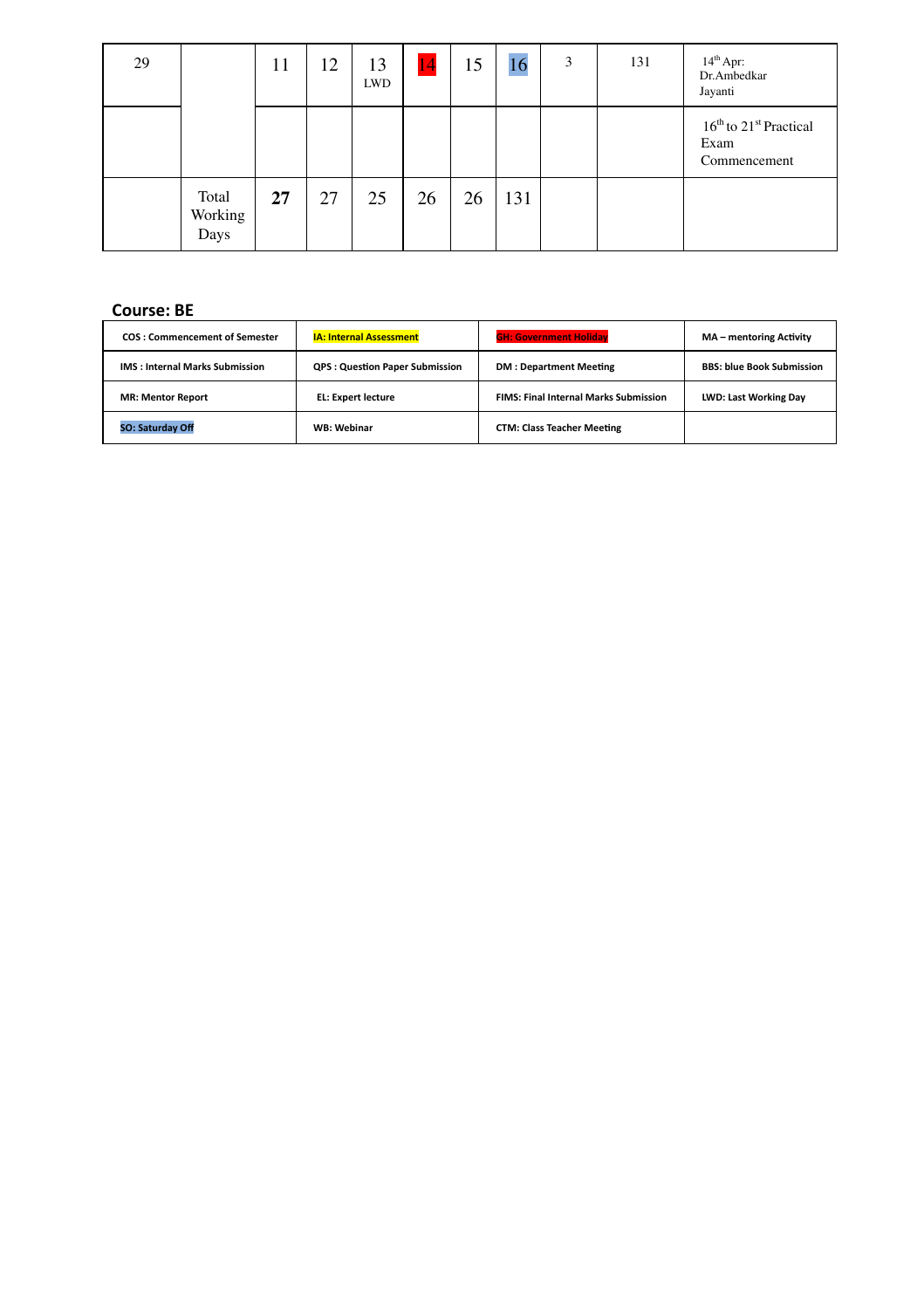| | | | | | | | | | | |
|---|---|---|---|---|---|---|---|---|---|---|
| 29 | | 11 | 12 | 13 LWD | 14 | 15 | 16 | 3 | 131 | 14th Apr: Dr.Ambedkar Jayanti |
| | | | | | | | | | | 16th to 21st Practical Exam Commencement |
| | Total Working Days | **27** | 27 | 25 | 26 | 26 | 131 | | | |

## Course: BE

| | | | |
|---|---|---|---|
| **COS : Commencement of Semester** | **IA: Internal Assessment** | **GH: Government Holiday** | **MA – mentoring Activity** |
| **IMS : Internal Marks Submission** | **QPS : Question Paper Submission** | **DM : Department Meeting** | **BBS: blue Book Submission** |
| **MR: Mentor Report** | **EL: Expert lecture** | **FIMS: Final Internal Marks Submission** | **LWD: Last Working Day** |
| **SO: Saturday Off** | **WB: Webinar** | **CTM: Class Teacher Meeting** | |